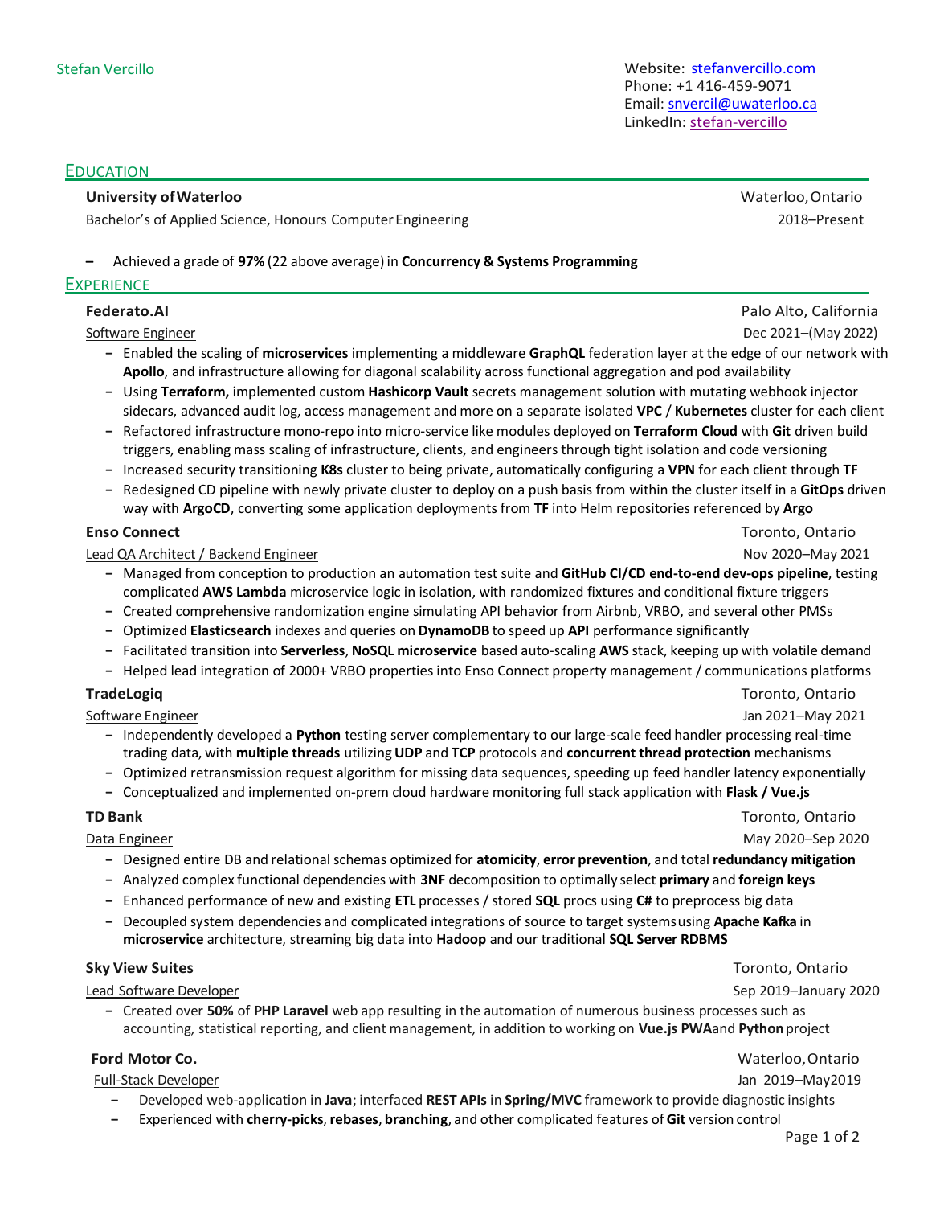Stefan Vercillo

Website: [stefanvercillo.com](stefanvercillo.com)
Phone: +1 416-459-9071
Email: [snvercil@uwaterloo.ca](mailto:snvercil@uwaterloo.ca)
LinkedIn: [stefan-vercillo](stefan-vercillo)

## EDUCATION

**University of Waterloo** — Waterloo, Ontario
Bachelor's of Applied Science, Honours Computer Engineering — 2018–Present

- Achieved a grade of **97%** (22 above average) in **Concurrency & Systems Programming**

## EXPERIENCE

**Federato.AI** — Palo Alto, California
Software Engineer — Dec 2021–(May 2022)

- Enabled the scaling of **microservices** implementing a middleware **GraphQL** federation layer at the edge of our network with **Apollo**, and infrastructure allowing for diagonal scalability across functional aggregation and pod availability
- Using **Terraform,** implemented custom **Hashicorp Vault** secrets management solution with mutating webhook injector sidecars, advanced audit log, access management and more on a separate isolated **VPC** / **Kubernetes** cluster for each client
- Refactored infrastructure mono-repo into micro-service like modules deployed on **Terraform Cloud** with **Git** driven build triggers, enabling mass scaling of infrastructure, clients, and engineers through tight isolation and code versioning
- Increased security transitioning **K8s** cluster to being private, automatically configuring a **VPN** for each client through **TF**
- Redesigned CD pipeline with newly private cluster to deploy on a push basis from within the cluster itself in a **GitOps** driven way with **ArgoCD**, converting some application deployments from **TF** into Helm repositories referenced by **Argo**

**Enso Connect** — Toronto, Ontario
Lead QA Architect / Backend Engineer — Nov 2020–May 2021

- Managed from conception to production an automation test suite and **GitHub CI/CD end-to-end dev-ops pipeline**, testing complicated **AWS Lambda** microservice logic in isolation, with randomized fixtures and conditional fixture triggers
- Created comprehensive randomization engine simulating API behavior from Airbnb, VRBO, and several other PMSs
- Optimized **Elasticsearch** indexes and queries on **DynamoDB** to speed up **API** performance significantly
- Facilitated transition into **Serverless**, **NoSQL microservice** based auto-scaling **AWS** stack, keeping up with volatile demand
- Helped lead integration of 2000+ VRBO properties into Enso Connect property management / communications platforms

**TradeLogiq** — Toronto, Ontario
Software Engineer — Jan 2021–May 2021

- Independently developed a **Python** testing server complementary to our large-scale feed handler processing real-time trading data, with **multiple threads** utilizing **UDP** and **TCP** protocols and **concurrent thread protection** mechanisms
- Optimized retransmission request algorithm for missing data sequences, speeding up feed handler latency exponentially
- Conceptualized and implemented on-prem cloud hardware monitoring full stack application with **Flask / Vue.js**

**TD Bank** — Toronto, Ontario
Data Engineer — May 2020–Sep 2020

- Designed entire DB and relational schemas optimized for **atomicity**, **error prevention**, and total **redundancy mitigation**
- Analyzed complex functional dependencies with **3NF** decomposition to optimally select **primary** and **foreign keys**
- Enhanced performance of new and existing **ETL** processes / stored **SQL** procs using **C#** to preprocess big data
- Decoupled system dependencies and complicated integrations of source to target systems using **Apache Kafka** in **microservice** architecture, streaming big data into **Hadoop** and our traditional **SQL Server RDBMS**

**Sky View Suites** — Toronto, Ontario
Lead Software Developer — Sep 2019–January 2020

- Created over **50%** of **PHP Laravel** web app resulting in the automation of numerous business processes such as accounting, statistical reporting, and client management, in addition to working on **Vue.js PWA** and **Python** project

**Ford Motor Co.** — Waterloo, Ontario
Full-Stack Developer — Jan 2019–May 2019

- Developed web-application in **Java**; interfaced **REST APIs** in **Spring/MVC** framework to provide diagnostic insights
- Experienced with **cherry-picks**, **rebases**, **branching**, and other complicated features of **Git** version control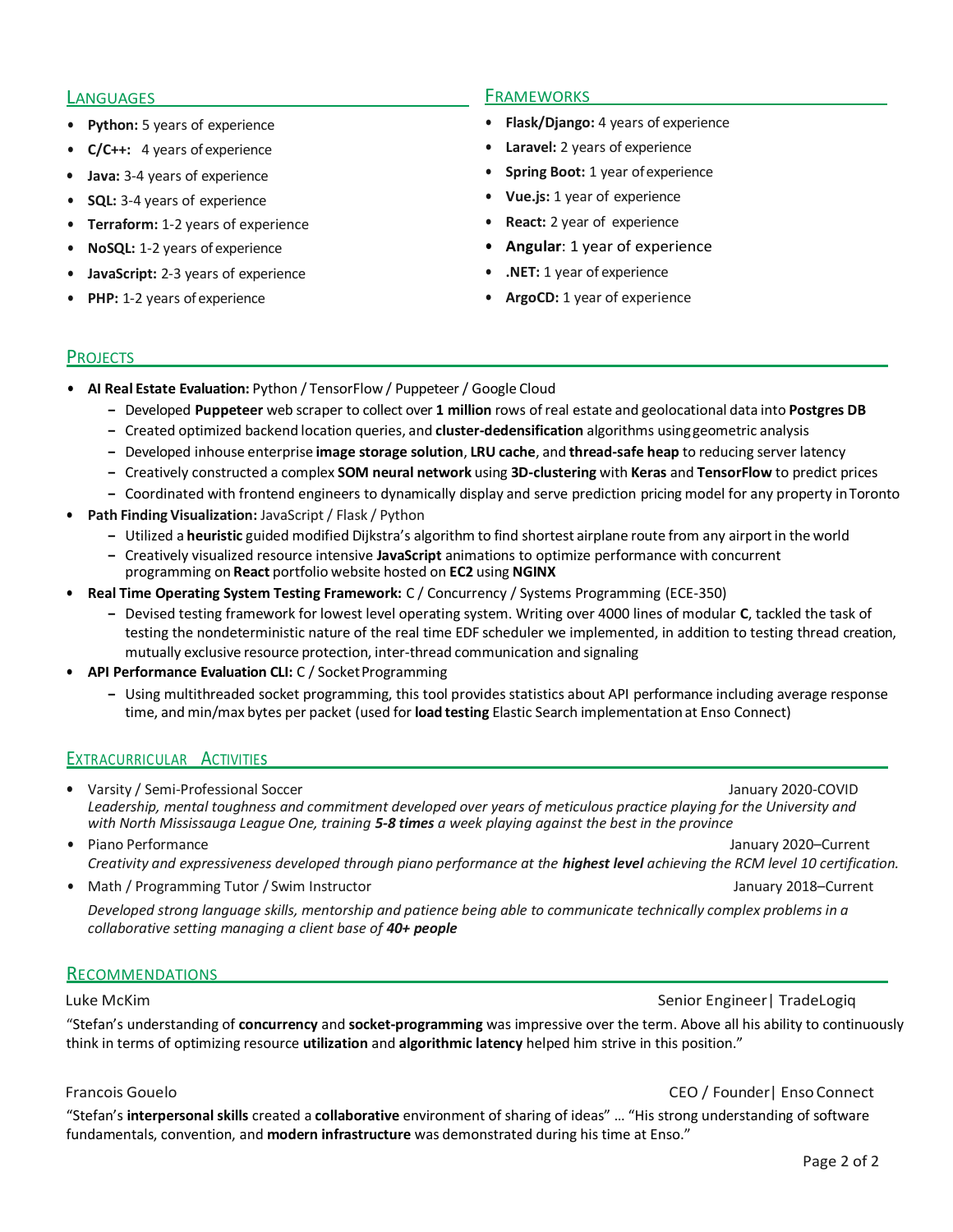## Languages

- **Python:** 5 years of experience
- **C/C++:** 4 years of experience
- **Java:** 3-4 years of experience
- **SQL:** 3-4 years of experience
- **Terraform:** 1-2 years of experience
- **NoSQL:** 1-2 years of experience
- **JavaScript:** 2-3 years of experience
- **PHP:** 1-2 years of experience

## Frameworks

- **Flask/Django:** 4 years of experience
- **Laravel:** 2 years of experience
- **Spring Boot:** 1 year of experience
- **Vue.js:** 1 year of experience
- **React:** 2 year of experience
- **Angular**: 1 year of experience
- **.NET:** 1 year of experience
- **ArgoCD:** 1 year of experience

## Projects

- **AI Real Estate Evaluation:** Python / TensorFlow / Puppeteer / Google Cloud
  - Developed **Puppeteer** web scraper to collect over **1 million** rows of real estate and geolocational data into **Postgres DB**
  - Created optimized backend location queries, and **cluster-dedensification** algorithms using geometric analysis
  - Developed inhouse enterprise **image storage solution**, **LRU cache**, and **thread-safe heap** to reducing server latency
  - Creatively constructed a complex **SOM neural network** using **3D-clustering** with **Keras** and **TensorFlow** to predict prices
  - Coordinated with frontend engineers to dynamically display and serve prediction pricing model for any property in Toronto
- **Path Finding Visualization:** JavaScript / Flask / Python
  - Utilized a **heuristic** guided modified Dijkstra's algorithm to find shortest airplane route from any airport in the world
  - Creatively visualized resource intensive **JavaScript** animations to optimize performance with concurrent programming on **React** portfolio website hosted on **EC2** using **NGINX**
- **Real Time Operating System Testing Framework:** C / Concurrency / Systems Programming (ECE-350)
  - Devised testing framework for lowest level operating system. Writing over 4000 lines of modular **C**, tackled the task of testing the nondeterministic nature of the real time EDF scheduler we implemented, in addition to testing thread creation, mutually exclusive resource protection, inter-thread communication and signaling
- **API Performance Evaluation CLI:** C / Socket Programming
  - Using multithreaded socket programming, this tool provides statistics about API performance including average response time, and min/max bytes per packet (used for **load testing** Elastic Search implementation at Enso Connect)

## Extracurricular Activities

- Varsity / Semi-Professional Soccer — January 2020-COVID
  *Leadership, mental toughness and commitment developed over years of meticulous practice playing for the University and with North Mississauga League One, training **5-8 times** a week playing against the best in the province*
- Piano Performance — January 2020–Current
  *Creativity and expressiveness developed through piano performance at the **highest level** achieving the RCM level 10 certification.*
- Math / Programming Tutor / Swim Instructor — January 2018–Current
  *Developed strong language skills, mentorship and patience being able to communicate technically complex problems in a collaborative setting managing a client base of **40+ people***

## Recommendations

Luke McKim — Senior Engineer | TradeLogiq

"Stefan's understanding of **concurrency** and **socket-programming** was impressive over the term. Above all his ability to continuously think in terms of optimizing resource **utilization** and **algorithmic latency** helped him strive in this position."

Francois Gouelo — CEO / Founder | Enso Connect

"Stefan's **interpersonal skills** created a **collaborative** environment of sharing of ideas" … "His strong understanding of software fundamentals, convention, and **modern infrastructure** was demonstrated during his time at Enso."